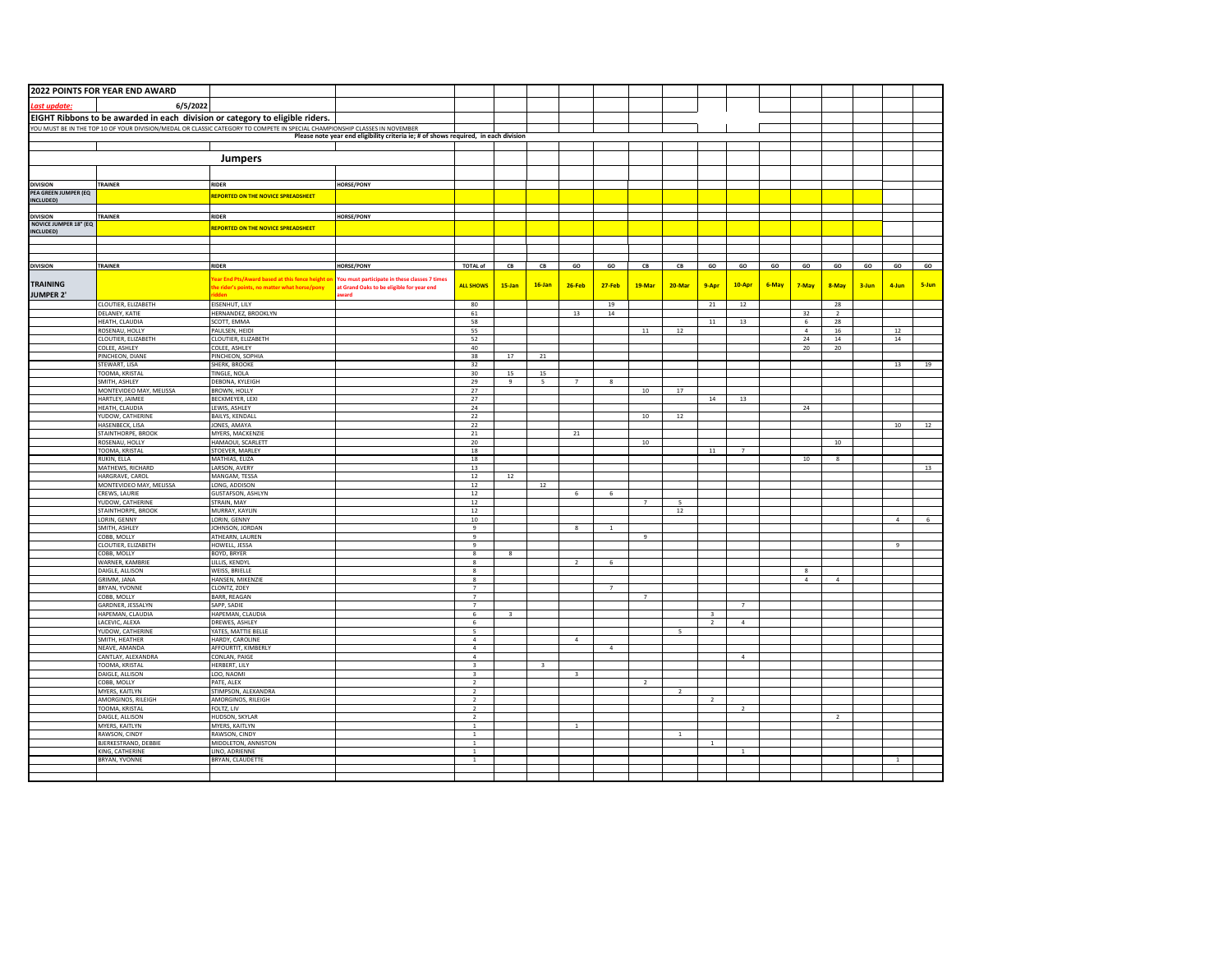**2022 POINTS FOR YEAR END AWARD**

***Last update:*** 6/5/2022

**EIGHT Ribbons to be awarded in each division or category to eligible riders.**

YOU MUST BE IN THE TOP 10 OF YOUR DIVISION/MEDAL OR CLASSIC CATEGORY TO COMPETE IN SPECIAL CHAMPIONSHIP CLASSES IN NOVEMBER

Please note year end eligibility criteria ie; # of shows required, in each division

## Jumpers

| DIVISION | TRAINER | RIDER | HORSE/PONY |
|---|---|---|---|
| PEA GREEN JUMPER (EQ INCLUDED) | | REPORTED ON THE NOVICE SPREADSHEET | |

| DIVISION | TRAINER | RIDER | HORSE/PONY |
|---|---|---|---|
| NOVICE JUMPER 18" (EQ INCLUDED) | | REPORTED ON THE NOVICE SPREADSHEET | |

| DIVISION | TRAINER | RIDER | HORSE/PONY | TOTAL of | CB | CB | GO | GO | CB | CB | GO | GO | GO | GO | GO | GO | GO | GO |
|---|---|---|---|---|---|---|---|---|---|---|---|---|---|---|---|---|---|---|
| **TRAINING JUMPER 2'** | | Year End Pts/Award based at this fence height on the rider's points, no matter what horse/pony ridden | You must participate in these classes 7 times at Grand Oaks to be eligible for year end award | **ALL SHOWS** | **15-Jan** | **16-Jan** | **26-Feb** | **27-Feb** | **19-Mar** | **20-Mar** | **9-Apr** | **10-Apr** | **6-May** | **7-May** | **8-May** | **3-Jun** | **4-Jun** | **5-Jun** |
| | CLOUTIER, ELIZABETH | EISENHUT, LILY | | 80 | | | | 19 | | | 21 | 12 | | | 28 | | | |
| | DELANEY, KATIE | HERNANDEZ, BROOKLYN | | 61 | | | 13 | 14 | | | | | | 32 | 2 | | | |
| | HEATH, CLAUDIA | SCOTT, EMMA | | 58 | | | | | | | 11 | 13 | | 6 | 28 | | | |
| | ROSENAU, HOLLY | PAULSEN, HEIDI | | 55 | | | | | 11 | 12 | | | | 4 | 16 | | 12 | |
| | CLOUTIER, ELIZABETH | CLOUTIER, ELIZABETH | | 52 | | | | | | | | | | 24 | 14 | | 14 | |
| | COLEE, ASHLEY | COLEE, ASHLEY | | 40 | | | | | | | | | | 20 | 20 | | | |
| | PINCHEON, DIANE | PINCHEON, SOPHIA | | 38 | 17 | 21 | | | | | | | | | | | | |
| | STEWART, LISA | SHERK, BROOKE | | 32 | | | | | | | | | | | | | 13 | 19 |
| | TOOMA, KRISTAL | TINGLE, NOLA | | 30 | 15 | 15 | | | | | | | | | | | | |
| | SMITH, ASHLEY | DEBONA, KYLEIGH | | 29 | 9 | 5 | 7 | 8 | | | | | | | | | | |
| | MONTEVIDEO MAY, MELISSA | BROWN, HOLLY | | 27 | | | | | 10 | 17 | | | | | | | | |
| | HARTLEY, JAIMEE | BECKMEYER, LEXI | | 27 | | | | | | | 14 | 13 | | | | | | |
| | HEATH, CLAUDIA | LEWIS, ASHLEY | | 24 | | | | | | | | | | 24 | | | | |
| | YUDOW, CATHERINE | BAILYS, KENDALL | | 22 | | | | | 10 | 12 | | | | | | | | |
| | HASENBECK, LISA | JONES, AMAYA | | 22 | | | | | | | | | | | | | 10 | 12 |
| | STAINTHORPE, BROOK | MYERS, MACKENZIE | | 21 | | | 21 | | | | | | | | | | | |
| | ROSENAU, HOLLY | HAMAOUI, SCARLETT | | 20 | | | | | 10 | | | | | | 10 | | | |
| | TOOMA, KRISTAL | STOEVER, MARLEY | | 18 | | | | | | | 11 | 7 | | | | | | |
| | RUKIN, ELLA | MATHIAS, ELIZA | | 18 | | | | | | | | | | 10 | 8 | | | |
| | MATHEWS, RICHARD | LARSON, AVERY | | 13 | | | | | | | | | | | | | | 13 |
| | HARGRAVE, CAROL | MANGAM, TESSA | | 12 | 12 | | | | | | | | | | | | | |
| | MONTEVIDEO MAY, MELISSA | LONG, ADDISON | | 12 | | 12 | | | | | | | | | | | | |
| | CREWS, LAURIE | GUSTAFSON, ASHLYN | | 12 | | | 6 | 6 | | | | | | | | | | |
| | YUDOW, CATHERINE | STRAIN, MAY | | 12 | | | | | 7 | 5 | | | | | | | | |
| | STAINTHORPE, BROOK | MURRAY, KAYLIN | | 12 | | | | | | 12 | | | | | | | | |
| | LORIN, GENNY | LORIN, GENNY | | 10 | | | | | | | | | | | | | 4 | 6 |
| | SMITH, ASHLEY | JOHNSON, JORDAN | | 9 | | | 8 | 1 | | | | | | | | | | |
| | COBB, MOLLY | ATHEARN, LAUREN | | 9 | | | | | 9 | | | | | | | | | |
| | CLOUTIER, ELIZABETH | HOWELL, JESSA | | 9 | | | | | | | | | | | | | 9 | |
| | COBB, MOLLY | BOYD, BRYER | | 8 | 8 | | | | | | | | | | | | | |
| | WARNER, KAMBRIE | LILLIS, KENDYL | | 8 | | | 2 | 6 | | | | | | | | | | |
| | DAIGLE, ALLISON | WEISS, BRIELLE | | 8 | | | | | | | | | | 8 | | | | |
| | GRIMM, JANA | HANSEN, MIKENZIE | | 8 | | | | | | | | | | 4 | 4 | | | |
| | BRYAN, YVONNE | CLONTZ, ZOEY | | 7 | | | | 7 | | | | | | | | | | |
| | COBB, MOLLY | BARR, REAGAN | | 7 | | | | | 7 | | | | | | | | | |
| | GARDNER, JESSALYN | SAPP, SADIE | | 7 | | | | | | | | 7 | | | | | | |
| | HAPEMAN, CLAUDIA | HAPEMAN, CLAUDIA | | 6 | 3 | | | | | | 3 | | | | | | | |
| | LACEVIC, ALEXA | DREWES, ASHLEY | | 6 | | | | | | | 2 | 4 | | | | | | |
| | YUDOW, CATHERINE | YATES, MATTIE BELLE | | 5 | | | | | | 5 | | | | | | | | |
| | SMITH, HEATHER | HARDY, CAROLINE | | 4 | | | 4 | | | | | | | | | | | |
| | NEAVE, AMANDA | AFFOURTIT, KIMBERLY | | 4 | | | | 4 | | | | | | | | | | |
| | CANTLAY, ALEXANDRA | CONLAN, PAIGE | | 4 | | | | | | | | 4 | | | | | | |
| | TOOMA, KRISTAL | HERBERT, LILY | | 3 | | 3 | | | | | | | | | | | | |
| | DAIGLE, ALLISON | LOO, NAOMI | | 3 | | | 3 | | | | | | | | | | | |
| | COBB, MOLLY | PATE, ALEX | | 2 | | | | | 2 | | | | | | | | | |
| | MYERS, KAITLYN | STIMPSON, ALEXANDRA | | 2 | | | | | | 2 | | | | | | | | |
| | AMORGINOS, RILEIGH | AMORGINOS, RILEIGH | | 2 | | | | | | | 2 | | | | | | | |
| | TOOMA, KRISTAL | FOLTZ, LIV | | 2 | | | | | | | | 2 | | | | | | |
| | DAIGLE, ALLISON | HUDSON, SKYLAR | | 2 | | | | | | | | | | | 2 | | | |
| | MYERS, KAITLYN | MYERS, KAITLYN | | 1 | | | 1 | | | | | | | | | | | |
| | RAWSON, CINDY | RAWSON, CINDY | | 1 | | | | | | 1 | | | | | | | | |
| | BJERKESTRAND, DEBBIE | MIDDLETON, ANNISTON | | 1 | | | | | | | 1 | | | | | | | |
| | KING, CATHERINE | LINO, ADRIENNE | | 1 | | | | | | | | 1 | | | | | | |
| | BRYAN, YVONNE | BRYAN, CLAUDETTE | | 1 | | | | | | | | | | | | | 1 | |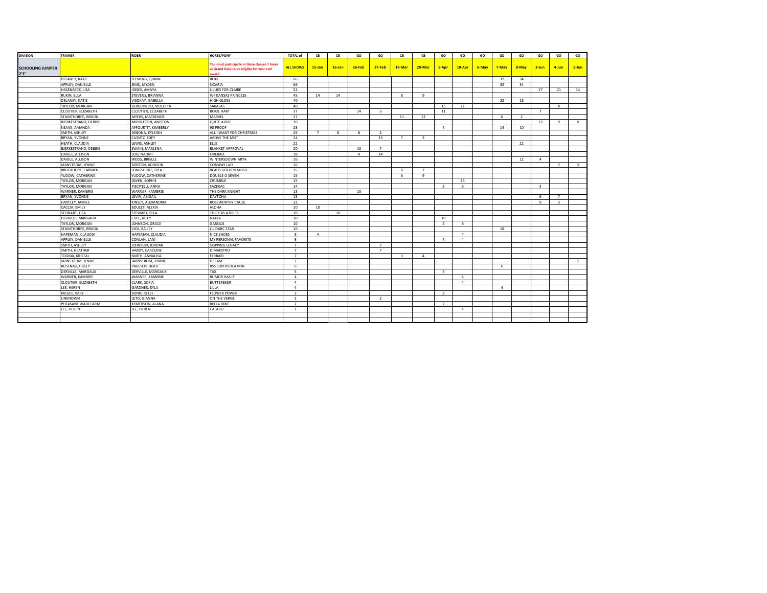| DIVISION | TRAINER | RIDER | HORSE/PONY | TOTAL of | CB | CB | GO | GO | CB | CB | GO | GO | GO | GO | GO | GO | GO | GO |
|---|---|---|---|---|---|---|---|---|---|---|---|---|---|---|---|---|---|---|
| **SCHOOLING JUMPER 2'3"** | | | You must participate in these classes 7 times at Grand Oaks to be eligible for year end award | ALL SHOWS | 15-Jan | 16-Jan | 26-Feb | 27-Feb | 19-Mar | 20-Mar | 9-Apr | 10-Apr | 6-May | 7-May | 8-May | 3-Jun | 4-Jun | 5-Jun |
| | DELANEY, KATIE | FLEMING, QUINN | ROXI | 66 | | | | | | | | | | 32 | 34 | | | |
| | APPLEY, DANIELLE | SIMS, JAYDEN | SICARIA | 66 | | | | | | | | | | 32 | 34 | | | |
| | HASENBECK, LISA | JONES, AMAYA | LILLIES FOR CLAIRE | 52 | | | | | | | | | | | | 17 | 21 | 14 |
| | RUKIN, ELLA | STEVENS, BRIANNA | WF KANSAS PRINCESS | 45 | 14 | 14 | | | 8 | 9 | | | | | | | | |
| | DELANEY, KATIE | VISOKAY, ISABELLA | HIGH GLOSS | 40 | | | | | | | | | | 22 | 18 | | | |
| | TAYLOR, MORGAN | BERGONZOLI, VIOLETTA | SAKALAS | 40 | | | | | | | 15 | 21 | | | | | 4 | |
| | CLOUTIER, ELIZABETH | CLOUTIER, ELIZABETH | ROXIE HART | 37 | | | 14 | 5 | | | 11 | | | | | 7 | | |
| | STAINTHORPE, BROOK | MYERS, MACKENZIE | MARVEL | 31 | | | | | 11 | 12 | | | | 6 | 2 | | | |
| | BJERKESTRAND, DEBBIE | MIDDLETON, ANISTON | QUITE A ROC | 30 | | | | | | | | | | | | 13 | 9 | 8 |
| | NEAVE, AMANDA | AFFOURTIT, KIMBERLY | 90 PROOF | 28 | | | | | | | 4 | | | 14 | 10 | | | |
| | SMITH, ASHLEY | DEBONA, KYLEIGH | ALL I WANT FOR CHRISTMAS | 25 | 7 | 8 | 8 | 2 | | | | | | | | | | |
| | BRYAN, YVONNE | CLONTZ, ZOEY | ABOVE THE MIST | 24 | | | | 15 | 7 | 2 | | | | | | | | |
| | HEATH, CLAUDIA | LEWIS, ASHLEY | ELLE | 22 | | | | | | | | | | | 22 | | | |
| | BJERKESTRAND, DEBBIE | SWAIN, MARLENA | BLANKET APPROVAL | 20 | | | 13 | 7 | | | | | | | | | | |
| | DAIGLE, ALLISON | LOO, NAOMI | FIREBALL | 18 | | | 4 | 14 | | | | | | | | | | |
| | DAIGLE, ALLISON | WEISS, BRIELLE | WINTERSDOWN ARYA | 16 | | | | | | | | | | | 12 | 4 | | |
| | JARNSTROM, JENNIE | BORTON, ADDISON | CONWAY LAD | 16 | | | | | | | | | | | | | 7 | 9 |
| | BROCKDORF, CARMEN | LONGSHORE, RITA | BEAUS GOLDEN MUSIC | 15 | | | | | 8 | 7 | | | | | | | | |
| | YUDOW, CATHERINE | YUDOW, CATHERINE | DOUBLE O SEVEN | 15 | | | | | 6 | 9 | | | | | | | | |
| | TAYLOR, MORGAN | OWEN, SOPHIE | CRUMBLE | 15 | | | | | | | | 15 | | | | | | |
| | TAYLOR, MORGAN | PISCITELLI, ANNA | SAZERAC | 14 | | | | | | | 5 | 6 | | | | 3 | | |
| | WARNER, KAMBRIE | WARNER, KAMBRIE | THE DARK KNIGHT | 13 | | | 13 | | | | | | | | | | | |
| | BRYAN, YVONNE | LEVIN, ABIGAIL | DAYTONA | 13 | | | | | | | | | | | | 6 | 7 | |
| | HARTLEY, JAIMEE | KINSEY, ALEXANDRIA | ROSEWORTHY CAUSE | 12 | | | | | | | | | | | | 9 | 3 | |
| | CACCIA, EMILY | BOULET, ALEXIA | ALOHA | 10 | 10 | | | | | | | | | | | | | |
| | STEWART, LISA | STEWART, ELLA | THICK AS A BRICK | 10 | | 10 | | | | | | | | | | | | |
| | DERVILLE, MARGAUX | COLE, RILEY | NADIA | 10 | | | | | | | 10 | | | | | | | |
| | TAYLOR, MORGAN | JOHNSON, GRACE | GARSIUS | 10 | | | | | | | 4 | 6 | | | | | | |
| | STAINTHORPE, BROOK | VICK, BAILEY | LIL DARC STAR | 10 | | | | | | | | | | 10 | | | | |
| | HAPEMAN, CLAUDIA | HAPEMAN, CLAUDIA | NICE SHOES | 8 | 4 | | | | | | | 4 | | | | | | |
| | APPLEY, DANIELLE | CONLAN, LANI | MY PERSONAL FAVORITE | 8 | | | | | | | 4 | 4 | | | | | | |
| | SMITH, ASHLEY | JOHNSON, JORDAN | SKIPPING LEGACY | 7 | | | | 7 | | | | | | | | | | |
| | SMITH, HEATHER | HARDY, CAROLINE | D'MAESTRO | 7 | | | | 7 | | | | | | | | | | |
| | TOOMA, KRISTAL | SMITH, ANNALISA | FERRARI | 7 | | | | | 3 | 4 | | | | | | | | |
| | JARNSTROM, JENNIE | JARNSTROM, JENNIE | DREAM | 7 | | | | | | | | | | | | | | 7 |
| | ROSENAU, HOLLY | PAULSEN, HEIDI | BSS SOPHISTICATION | 6 | | | | | | | | | | 6 | | | | |
| | DERVILLE, MARGAUX | DERVILLE, MARGAUX | TAX | 5 | | | | | | | 5 | | | | | | | |
| | WARNER, KAMBRIE | WARNER, KAMBRIE | RUMOR HAS IT | 4 | | | | | | | | 4 | | | | | | |
| | CLOUTIER, ELIZABETH | CLARK, SOFIA | BUTTERBEER | 4 | | | | | | | | 4 | | | | | | |
| | LEE, HEREN | GARDNER, KYLA | LILLA | 4 | | | | | | | | | | 4 | | | | |
| | MCGEE, KARY | BUNN, REESE | FLOWER POWER | 3 | | | | | | | 3 | | | | | | | |
| | UNKNOWN | LETO, GIANNA | ON THE VERGE | 2 | | | | 2 | | | | | | | | | | |
| | PHEASANT WALK FARM | KEMERSON, ALANA | BELLA DIXIE | 2 | | | | | | | 2 | | | | | | | |
| | LEE, HEREN | LEE, HEREN | CAFARO | 1 | | | | | | | | 1 | | | | | | |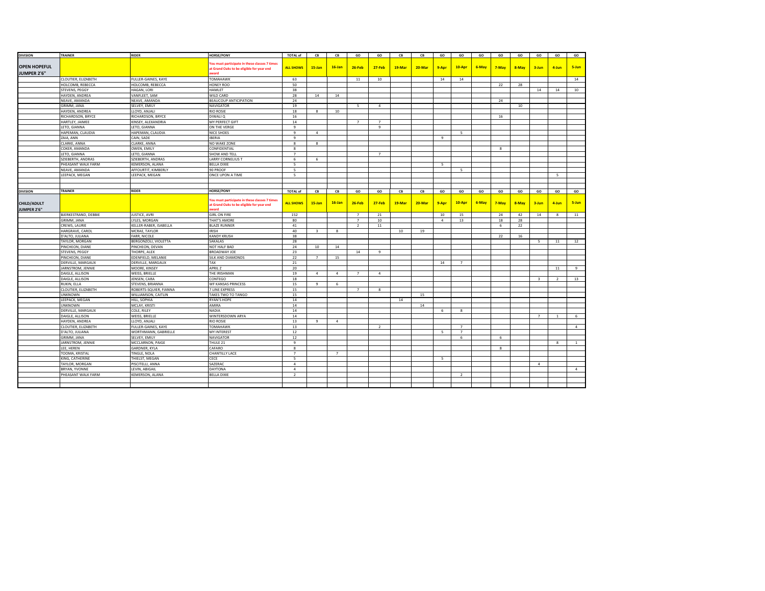| DIVISION | TRAINER | RIDER | HORSE/PONY | TOTAL of | CB | CB | GO | GO | CB | CB | GO | GO | GO | GO | GO | GO | GO | GO |
|---|---|---|---|---|---|---|---|---|---|---|---|---|---|---|---|---|---|---|
| **OPEN HOPEFUL JUMPER 2'6"** | | | You must participate in these classes 7 times at Grand Oaks to be eligible for year end award | **ALL SHOWS** | **15-Jan** | **16-Jan** | **26-Feb** | **27-Feb** | **19-Mar** | **20-Mar** | **9-Apr** | **10-Apr** | **6-May** | **7-May** | **8-May** | **3-Jun** | **4-Jun** | **5-Jun** |
| | CLOUTIER, ELIZABETH | FULLER-GAINES, KAYE | TOMAHAWK | 63 | | | 11 | 10 | | | 14 | 14 | | | | | | 14 |
| | HOLCOMB, REBECCA | HOLCOMB, REBECCA | HONEY ROO | 50 | | | | | | | | | | 22 | 28 | | | |
| | STEVENS, PEGGY | HAGAN, LORI | HAMLET | 38 | | | | | | | | | | | | 14 | 14 | 10 |
| | HAYDEN, ANDREA | VANFLEET, SAM | WILD CARD | 28 | 14 | 14 | | | | | | | | | | | | |
| | NEAVE, AMANDA | NEAVE, AMANDA | BEAUCOUP ANTICIPATION | 24 | | | | | | | | | | 24 | | | | |
| | GRIMM, JANA | SELVEY, EMILY | NAVIGATOR | 19 | | | 5 | 4 | | | | | | | 10 | | | |
| | HAYDEN, ANDREA | LLOYD, ANJALI | RIO ROSIE | 18 | 8 | 10 | | | | | | | | | | | | |
| | RICHARDSON, BRYCE | RICHARDSON, BRYCE | DIWALI Q | 16 | | | | | | | | | | 16 | | | | |
| | HARTLEY, JAIMEE | KINSEY, ALEXANDRIA | MY PERFECT GIFT | 14 | | | 7 | 7 | | | | | | | | | | |
| | LETO, GIANNA | LETO, GIANNA | ON THE VERGE | 9 | | | | 9 | | | | | | | | | | |
| | HAPEMAN, CLAUDIA | HAPEMAN, CLAUDIA | NICE SHOES | 9 | 4 | | | | | | | 5 | | | | | | |
| | ZAIA, ANN | CAIN, SADE | IBERIA | 9 | | | | | | | 9 | | | | | | | |
| | CLARKE, ANNA | CLARKE, ANNA | NO WAKE ZONE | 8 | 8 | | | | | | | | | | | | | |
| | COKER, AMANDA | OWEN, EMILY | CONFIDENTIAL | 8 | | | | | | | | | | 8 | | | | |
| | LETO, GIANNA | LETO, GIANNA | SHOW AND TELL | 7 | | | | 7 | | | | | | | | | | |
| | SZIEBERTH, ANDRAS | SZIEBERTH, ANDRAS | LARRY CORNELIUS T | 6 | 6 | | | | | | | | | | | | | |
| | PHEASANT WALK FARM | KEMERSON, ALANA | BELLA DIXIE | 5 | | | | | | | 5 | | | | | | | |
| | NEAVE, AMANDA | AFFOURTIT, KIMBERLY | 90 PROOF | 5 | | | | | | | | 5 | | | | | | |
| | LEEPACK, MEGAN | LEEPACK, MEGAN | ONCE UPON A TIME | 5 | | | | | | | | | | | | | 5 | |

| DIVISION | TRAINER | RIDER | HORSE/PONY | TOTAL of | CB | CB | GO | GO | CB | CB | GO | GO | GO | GO | GO | GO | GO | GO |
|---|---|---|---|---|---|---|---|---|---|---|---|---|---|---|---|---|---|---|
| **CHILD/ADULT JUMPER 2'6"** | | | You must participate in these classes 7 times at Grand Oaks to be eligible for year end award | **ALL SHOWS** | **15-Jan** | **16-Jan** | **26-Feb** | **27-Feb** | **19-Mar** | **20-Mar** | **9-Apr** | **10-Apr** | **6-May** | **7-May** | **8-May** | **3-Jun** | **4-Jun** | **5-Jun** |
| | BJERKESTRAND, DEBBIE | JUSTICE, AVRI | GIRL ON FIRE | 152 | | | 7 | 21 | | | 10 | 15 | | 24 | 42 | 14 | 8 | 11 |
| | GRIMM, JANA | LYLES, MORGAN | THAT'S AMORE | 80 | | | 7 | 10 | | | 4 | 13 | | 18 | 28 | | | |
| | CREWS, LAURIE | KELLER-RABER, ISABELLA | BLAZE RUNNER | 41 | | | 2 | 11 | | | | | | 6 | 22 | | | |
| | HARGRAVE, CAROL | MCRAE, TAYLOR | IRISH | 40 | 3 | 8 | | | 10 | 19 | | | | | | | | |
| | D'ALTO, JULIANA | FARR, NICOLE | KANDY KRUSH | 38 | | | | | | | | | | 22 | 16 | | | |
| | TAYLOR, MORGAN | BERGONZOLI, VIOLETTA | SAKALAS | 28 | | | | | | | | | | | | 5 | 11 | 12 |
| | PINCHEON, DIANE | PINCHEON, DEVAN | NOT HALF BAD | 24 | 10 | 14 | | | | | | | | | | | | |
| | STEVENS, PEGGY | THORPE, ALEX | BROADWAY JOE | 23 | | | 14 | 9 | | | | | | | | | | |
| | PINCHEON, DIANE | EDENFIELD, MELANIE | SILK AND DIAMONDS | 22 | 7 | 15 | | | | | | | | | | | | |
| | DERVILLE, MARGAUX | DERVILLE, MARGAUX | TAX | 21 | | | | | | | 14 | 7 | | | | | | |
| | JARNSTROM, JENNIE | MOORE, KINSEY | APRIL Z | 20 | | | | | | | | | | | | | 11 | 9 |
| | DAIGLE, ALLISON | WEISS, BRIELLE | THE IRISHMAN | 19 | 4 | 4 | 7 | 4 | | | | | | | | | | |
| | DAIGLE, ALLISON | JENSEN, CARA | CONTEGO | 18 | | | | | | | | | | | | 3 | 2 | 13 |
| | RUKIN, ELLA | STEVENS, BRIANNA | WF KANSAS PRINCESS | 15 | 9 | 6 | | | | | | | | | | | | |
| | CLOUTIER, ELIZABETH | ROBERTS-SQUIER, FIANNA | 7 LINE EXPRESS | 15 | | | 7 | 8 | | | | | | | | | | |
| | UNKNOWN | WILLIAMSON, CAITLIN | TAKES TWO TO TANGO | 15 | | | | | | 15 | | | | | | | | |
| | LEEPACK, MEGAN | HILL, SOPHIA | RYAN'S HOPE | 14 | | | | | 14 | | | | | | | | | |
| | UNKNOWN | MCLAY, KRISTI | AMIRA | 14 | | | | | | 14 | | | | | | | | |
| | DERVILLE, MARGAUX | COLE, RILEY | NADIA | 14 | | | | | | | 6 | 8 | | | | | | |
| | DAIGLE, ALLISON | WEISS, BRIELLE | WINTERSDOWN ARYA | 14 | | | | | | | | | | | | 7 | 1 | 6 |
| | HAYDEN, ANDREA | LLOYD, ANJALI | RIO ROSIE | 13 | 9 | 4 | | | | | | | | | | | | |
| | CLOUTIER, ELIZABETH | FULLER-GAINES, KAYE | TOMAHAWK | 13 | | | | 2 | | | | 7 | | | | | | 4 |
| | D'ALTO, JULIANA | WORTHMANN, GABRIELLE | MY INTEREST | 12 | | | | | | | 5 | 7 | | | | | | |
| | GRIMM, JANA | SELVEY, EMILY | NAVIGATOR | 12 | | | | | | | | 6 | | 6 | | | | |
| | JARNSTROM, JENNIE | MCCLARNON, PAIGE | THULE 21 | 9 | | | | | | | | | | | | | 8 | 1 |
| | LEE, HEREN | GARDNER, KYLA | CAFARO | 8 | | | | | | | | | | 8 | | | | |
| | TOOMA, KRISTAL | TINGLE, NOLA | CHANTILLY LACE | 7 | | 7 | | | | | | | | | | | | |
| | KING, CATHERINE | THIELST, MEGAN | CECE | 5 | | | | | | | 5 | | | | | | | |
| | TAYLOR, MORGAN | PISCITELLI, ANNA | SAZERAC | 4 | | | | | | | | | | | | 4 | | |
| | BRYAN, YVONNE | LEVIN, ABIGAIL | DAYTONA | 4 | | | | | | | | | | | | | | 4 |
| | PHEASANT WALK FARM | KEMERSON, ALANA | BELLA DIXIE | 2 | | | | | | | | 2 | | | | | | |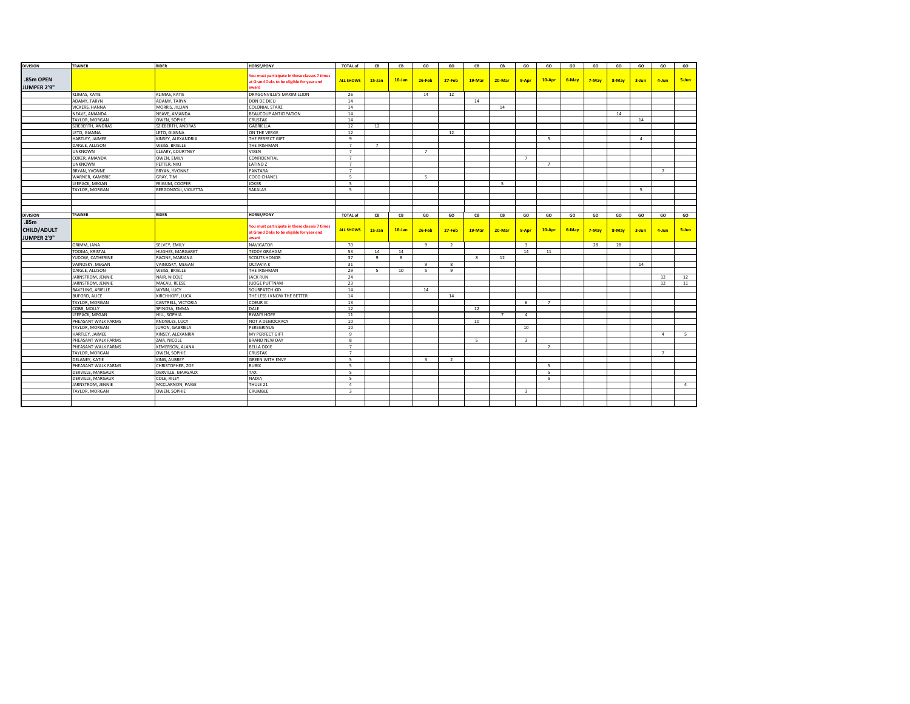| DIVISION | TRAINER | RIDER | HORSE/PONY | TOTAL of | CB | CB | GO | GO | CB | CB | GO | GO | GO | GO | GO | GO | GO | GO |
|---|---|---|---|---|---|---|---|---|---|---|---|---|---|---|---|---|---|---|
| **.85m OPEN JUMPER 2'9"** | | | You must participate in these classes 7 times at Grand Oaks to be eligible for year end award | ALL SHOWS | 15-Jan | 16-Jan | 26-Feb | 27-Feb | 19-Mar | 20-Mar | 9-Apr | 10-Apr | 6-May | 7-May | 8-May | 3-Jun | 4-Jun | 5-Jun |
| | KLIMAS, KATIE | KLIMAS, KATIE | DRAGONVILLE'S MAXIMILLION | 26 | | | 14 | 12 | | | | | | | | | | |
| | ADAMY, TARYN | ADAMY, TARYN | DON DE DIEU | 14 | | | | | 14 | | | | | | | | | |
| | VICKERS, HANNA | MORRIS, JILLIAN | COLONIAL STARZ | 14 | | | | | | 14 | | | | | | | | |
| | NEAVE, AMANDA | NEAVE, AMANDA | BEAUCOUP ANTICIPATION | 14 | | | | | | | | | | | 14 | | | |
| | TAYLOR, MORGAN | OWEN, SOPHIE | CRUSTAK | 14 | | | | | | | | | | | | 14 | | |
| | SZIEBERTH, ANDRAS | SZIEBERTH, ANDRAS | GABRIELLA | 12 | 12 | | | | | | | | | | | | | |
| | LETO, GIANNA | LETO, GIANNA | ON THE VERGE | 12 | | | | 12 | | | | | | | | | | |
| | HARTLEY, JAIMEE | KINSEY, ALEXANDRIA | THE PERFECT GIFT | 9 | | | | | | | | 5 | | | | 4 | | |
| | DAIGLE, ALLISON | WEISS, BRIELLE | THE IRISHMAN | 7 | 7 | | | | | | | | | | | | | |
| | UNKNOWN | CLEARY, COURTNEY | VIXEN | 7 | | | 7 | | | | | | | | | | | |
| | COKER, AMANDA | OWEN, EMILY | CONFIDENTIAL | 7 | | | | | | | 7 | | | | | | | |
| | UNKNOWN | PETTER, NIKI | LATINO Z | 7 | | | | | | | | 7 | | | | | | |
| | BRYAN, YVONNE | BRYAN, YVONNE | PANTARA | 7 | | | | | | | | | | | | | 7 | |
| | WARNER, KAMBRIE | GRAY, TIM | COCO CHANEL | 5 | | | 5 | | | | | | | | | | | |
| | LEEPACK, MEGAN | FEIGUM, COOPER | JOKER | 5 | | | | | | 5 | | | | | | | | |
| | TAYLOR, MORGAN | BERGONZOLI, VIOLETTA | SAKALAS | 5 | | | | | | | | | | | | 5 | | |

| DIVISION | TRAINER | RIDER | HORSE/PONY | TOTAL of | CB | CB | GO | GO | CB | CB | GO | GO | GO | GO | GO | GO | GO | GO |
|---|---|---|---|---|---|---|---|---|---|---|---|---|---|---|---|---|---|---|
| **.85m CHILD/ADULT JUMPER 2'9"** | | | You must participate in these classes 7 times at Grand Oaks to be eligible for year end award | ALL SHOWS | 15-Jan | 16-Jan | 26-Feb | 27-Feb | 19-Mar | 20-Mar | 9-Apr | 10-Apr | 6-May | 7-May | 8-May | 3-Jun | 4-Jun | 5-Jun |
| | GRIMM, JANA | SELVEY, EMILY | NAVIGATOR | 70 | | | 9 | 2 | | | 3 | | | 28 | 28 | | | |
| | TOOMA, KRISTAL | HUGHES, MARGARET | TEDDY GRAHAM | 53 | 14 | 14 | | | | | 14 | 11 | | | | | | |
| | YUDOW, CATHERINE | RACINE, MARIANA | SCOUTS HONOR | 37 | 9 | 8 | | | 8 | 12 | | | | | | | | |
| | VAINOSKY, MEGAN | VAINOSKY, MEGAN | OCTAVIA K | 31 | | | 9 | 8 | | | | | | | | 14 | | |
| | DAIGLE, ALLISON | WEISS, BRIELLE | THE IRISHMAN | 29 | 5 | 10 | 5 | 9 | | | | | | | | | | |
| | JARNSTROM, JENNIE | NAIR, NICOLE | JACK RUN | 24 | | | | | | | | | | | | | 12 | 12 |
| | JARNSTROM, JENNIE | MACAU, REESE | JUDGE PUTTNAM | 23 | | | | | | | | | | | | | 12 | 11 |
| | RAVELING, ARIELLE | WYNN, LUCY | SOURPATCH KID | 14 | | | 14 | | | | | | | | | | | |
| | BUFORD, ALICE | KIRCHHOFF, LUCA | THE LESS I KNOW THE BETTER | 14 | | | | 14 | | | | | | | | | | |
| | TAYLOR, MORGAN | CANTRELL, VICTORIA | COEUR IK | 13 | | | | | | | 6 | 7 | | | | | | |
| | COBB, MOLLY | SPINOSA, EMMA | DALE | 12 | | | | | 12 | | | | | | | | | |
| | LEEPACK, MEGAN | HILL, SOPHIA | RYAN'S HOPE | 11 | | | | | | 7 | 4 | | | | | | | |
| | PHEASANT WALK FARMS | KNOWLES, LUCY | NOT A DEMOCRACY | 10 | | | | | 10 | | | | | | | | | |
| | TAYLOR, MORGAN | JURON, GABRIELA | PEREGRINUS | 10 | | | | | | | 10 | | | | | | | |
| | HARTLEY, JAIMEE | KINSEY, ALEXANRIA | MY PERFECT GIFT | 9 | | | | | | | | | | | | | 4 | 5 |
| | PHEASANT WALK FARMS | ZAIA, NICOLE | BRAND NEW DAY | 8 | | | | | 5 | | 3 | | | | | | | |
| | PHEASANT WALK FARMS | KEMERSON, ALANA | BELLA DIXIE | 7 | | | | | | | | 7 | | | | | | |
| | TAYLOR, MORGAN | OWEN, SOPHIE | CRUSTAK | 7 | | | | | | | | | | | | | 7 | |
| | DELANEY, KATIE | KING, AUBREY | GREEN WITH ENVY | 5 | | | 3 | 2 | | | | | | | | | | |
| | PHEASANT WALK FARMS | CHRISTOPHER, ZOE | RUBIX | 5 | | | | | | | | 5 | | | | | | |
| | DERVILLE, MARGAUX | DERVILLE, MARGAUX | TAX | 5 | | | | | | | | 5 | | | | | | |
| | DERVILLE, MARGAUX | COLE, RILEY | NADIA | 5 | | | | | | | | 5 | | | | | | |
| | JARNSTROM, JENNIE | MCCLARNON, PAIGE | THULE 21 | 4 | | | | | | | | | | | | | | 4 |
| | TAYLOR, MORGAN | OWEN, SOPHIE | CRUMBLE | 3 | | | | | | | 3 | | | | | | | |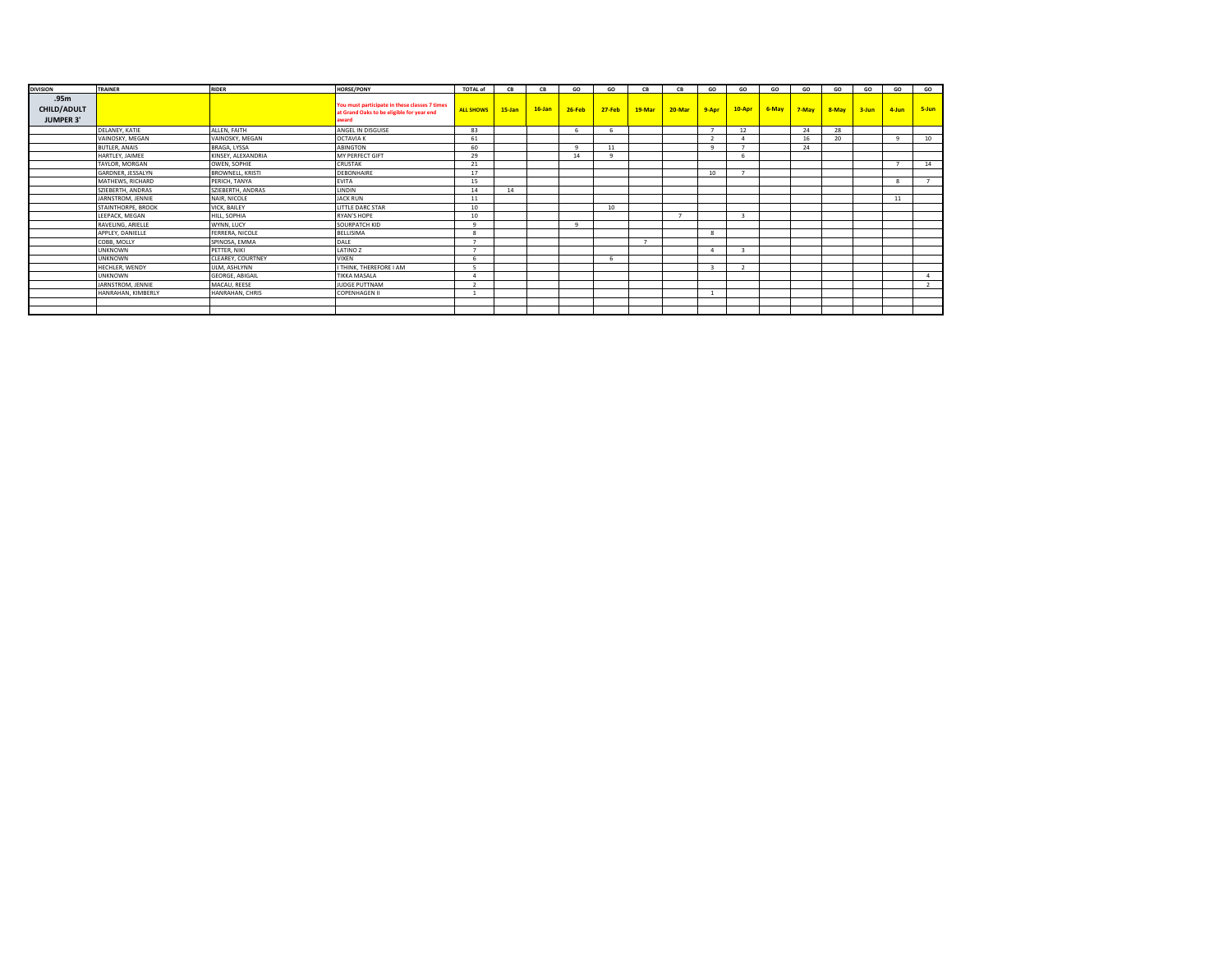| DIVISION | TRAINER | RIDER | HORSE/PONY | TOTAL of | CB | CB | GO | GO | CB | CB | GO | GO | GO | GO | GO | GO | GO | GO |
|---|---|---|---|---|---|---|---|---|---|---|---|---|---|---|---|---|---|---|
| .95m CHILD/ADULT JUMPER 3' | | | You must participate in these classes 7 times at Grand Oaks to be eligible for year end award | ALL SHOWS | 15-Jan | 16-Jan | 26-Feb | 27-Feb | 19-Mar | 20-Mar | 9-Apr | 10-Apr | 6-May | 7-May | 8-May | 3-Jun | 4-Jun | 5-Jun |
| | DELANEY, KATIE | ALLEN, FAITH | ANGEL IN DISGUISE | 83 | | | 6 | 6 | | | 7 | 12 | | 24 | 28 | | | |
| | VAINOSKY, MEGAN | VAINOSKY, MEGAN | OCTAVIA K | 61 | | | | | | | 2 | 4 | | 16 | 20 | | 9 | 10 |
| | BUTLER, ANAIS | BRAGA, LYSSA | ABINGTON | 60 | | | 9 | 11 | | | 9 | 7 | | 24 | | | | |
| | HARTLEY, JAIMEE | KINSEY, ALEXANDRIA | MY PERFECT GIFT | 29 | | | 14 | 9 | | | | 6 | | | | | | |
| | TAYLOR, MORGAN | OWEN, SOPHIE | CRUSTAK | 21 | | | | | | | | | | | | | 7 | 14 |
| | GARDNER, JESSALYN | BROWNELL, KRISTI | DEBONHAIRE | 17 | | | | | | | 10 | 7 | | | | | | |
| | MATHEWS, RICHARD | PERICH, TANYA | EVITA | 15 | | | | | | | | | | | | | 8 | 7 |
| | SZIEBERTH, ANDRAS | SZIEBERTH, ANDRAS | LINDIN | 14 | 14 | | | | | | | | | | | | | |
| | JARNSTROM, JENNIE | NAIR, NICOLE | JACK RUN | 11 | | | | | | | | | | | | | 11 | |
| | STAINTHORPE, BROOK | VICK, BAILEY | LITTLE DARC STAR | 10 | | | | 10 | | | | | | | | | | |
| | LEEPACK, MEGAN | HILL, SOPHIA | RYAN'S HOPE | 10 | | | | | | 7 | | 3 | | | | | | |
| | RAVELING, ARIELLE | WYNN, LUCY | SOURPATCH KID | 9 | | | 9 | | | | | | | | | | | |
| | APPLEY, DANIELLE | FERRERA, NICOLE | BELLISIMA | 8 | | | | | | | 8 | | | | | | | |
| | COBB, MOLLY | SPINOSA, EMMA | DALE | 7 | | | | | 7 | | | | | | | | | |
| | UNKNOWN | PETTER, NIKI | LATINO Z | 7 | | | | | | | 4 | 3 | | | | | | |
| | UNKNOWN | CLEAREY, COURTNEY | VIXEN | 6 | | | | 6 | | | | | | | | | | |
| | HECHLER, WENDY | ULM, ASHLYNN | I THINK, THEREFORE I AM | 5 | | | | | | | 3 | 2 | | | | | | |
| | UNKNOWN | GEORGE, ABIGAIL | TIKKA MASALA | 4 | | | | | | | | | | | | | | 4 |
| | JARNSTROM, JENNIE | MACAU, REESE | JUDGE PUTTNAM | 2 | | | | | | | | | | | | | | 2 |
| | HANRAHAN, KIMBERLY | HANRAHAN, CHRIS | COPENHAGEN II | 1 | | | | | | | 1 | | | | | | | |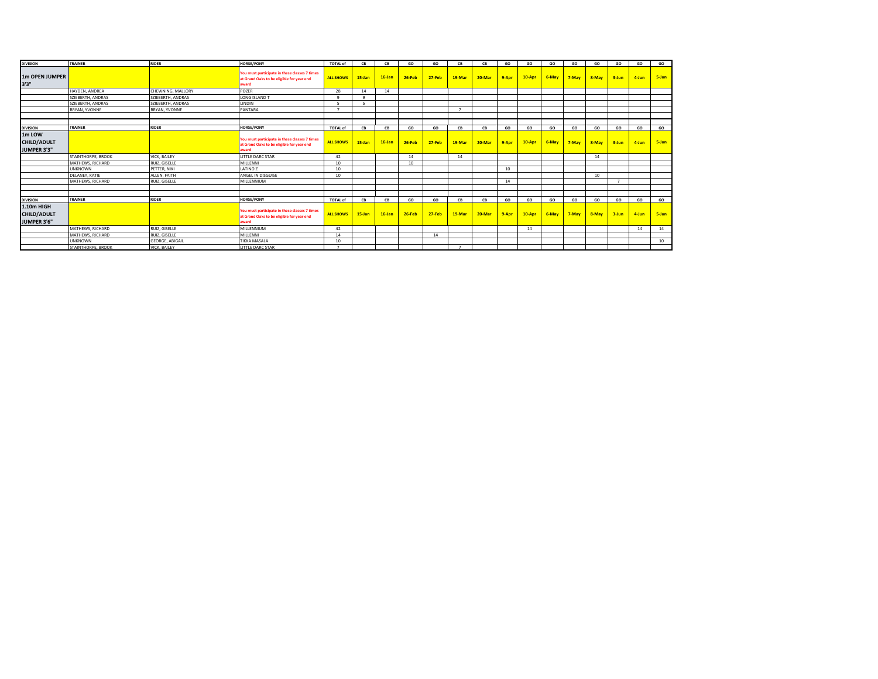| DIVISION | TRAINER | RIDER | HORSE/PONY | TOTAL of | CB | CB | GO | GO | CB | CB | GO | GO | GO | GO | GO | GO | GO | GO |
|---|---|---|---|---|---|---|---|---|---|---|---|---|---|---|---|---|---|---|
| **1m OPEN JUMPER 3'3"** | | | You must participate in these classes 7 times at Grand Oaks to be eligible for year end award | ALL SHOWS | 15-Jan | 16-Jan | 26-Feb | 27-Feb | 19-Mar | 20-Mar | 9-Apr | 10-Apr | 6-May | 7-May | 8-May | 3-Jun | 4-Jun | 5-Jun |
| | HAYDEN, ANDREA | CHEWNING, MALLORY | POZER | 28 | 14 | 14 | | | | | | | | | | | | |
| | SZIEBERTH, ANDRAS | SZIEBERTH, ANDRAS | LONG ISLAND T | 9 | 9 | | | | | | | | | | | | | |
| | SZIEBERTH, ANDRAS | SZIEBERTH, ANDRAS | LINDIN | 5 | 5 | | | | | | | | | | | | | |
| | BRYAN, YVONNE | BRYAN, YVONNE | PANTARA | 7 | | | | | 7 | | | | | | | | | |

| DIVISION | TRAINER | RIDER | HORSE/PONY | TOTAL of | CB | CB | GO | GO | CB | CB | GO | GO | GO | GO | GO | GO | GO | GO |
|---|---|---|---|---|---|---|---|---|---|---|---|---|---|---|---|---|---|---|
| **1m LOW CHILD/ADULT JUMPER 3'3"** | | | You must participate in these classes 7 times at Grand Oaks to be eligible for year end award | ALL SHOWS | 15-Jan | 16-Jan | 26-Feb | 27-Feb | 19-Mar | 20-Mar | 9-Apr | 10-Apr | 6-May | 7-May | 8-May | 3-Jun | 4-Jun | 5-Jun |
| | STAINTHORPE, BROOK | VICK, BAILEY | LITTLE DARC STAR | 42 | | | 14 | | 14 | | | | | | 14 | | | |
| | MATHEWS, RICHARD | RUIZ, GISELLE | MILLENNI | 10 | | | 10 | | | | | | | | | | | |
| | UNKNOWN | PETTER, NIKI | LATINO Z | 10 | | | | | | | 10 | | | | | | | |
| | DELANEY, KATIE | ALLEN, FAITH | ANGEL IN DISGUISE | 10 | | | | | | | | | | | 10 | | | |
| | MATHEWS, RICHARD | RUIZ, GISELLE | MILLENNIUM | | | | | | | | 14 | | | | | 7 | | |

| DIVISION | TRAINER | RIDER | HORSE/PONY | TOTAL of | CB | CB | GO | GO | CB | CB | GO | GO | GO | GO | GO | GO | GO | GO |
|---|---|---|---|---|---|---|---|---|---|---|---|---|---|---|---|---|---|---|
| **1.10m HIGH CHILD/ADULT JUMPER 3'6"** | | | You must participate in these classes 7 times at Grand Oaks to be eligible for year end award | ALL SHOWS | 15-Jan | 16-Jan | 26-Feb | 27-Feb | 19-Mar | 20-Mar | 9-Apr | 10-Apr | 6-May | 7-May | 8-May | 3-Jun | 4-Jun | 5-Jun |
| | MATHEWS, RICHARD | RUIZ, GISELLE | MILLENNIUM | 42 | | | | | | | | 14 | | | | | 14 | 14 |
| | MATHEWS, RICHARD | RUIZ, GISELLE | MILLENNI | 14 | | | | 14 | | | | | | | | | | |
| | UNKNOWN | GEORGE, ABIGAIL | TIKKA MASALA | 10 | | | | | | | | | | | | | | 10 |
| | STAINTHORPE, BROOK | VICK, BAILEY | LITTLE DARC STAR | 7 | | | | | 7 | | | | | | | | | |